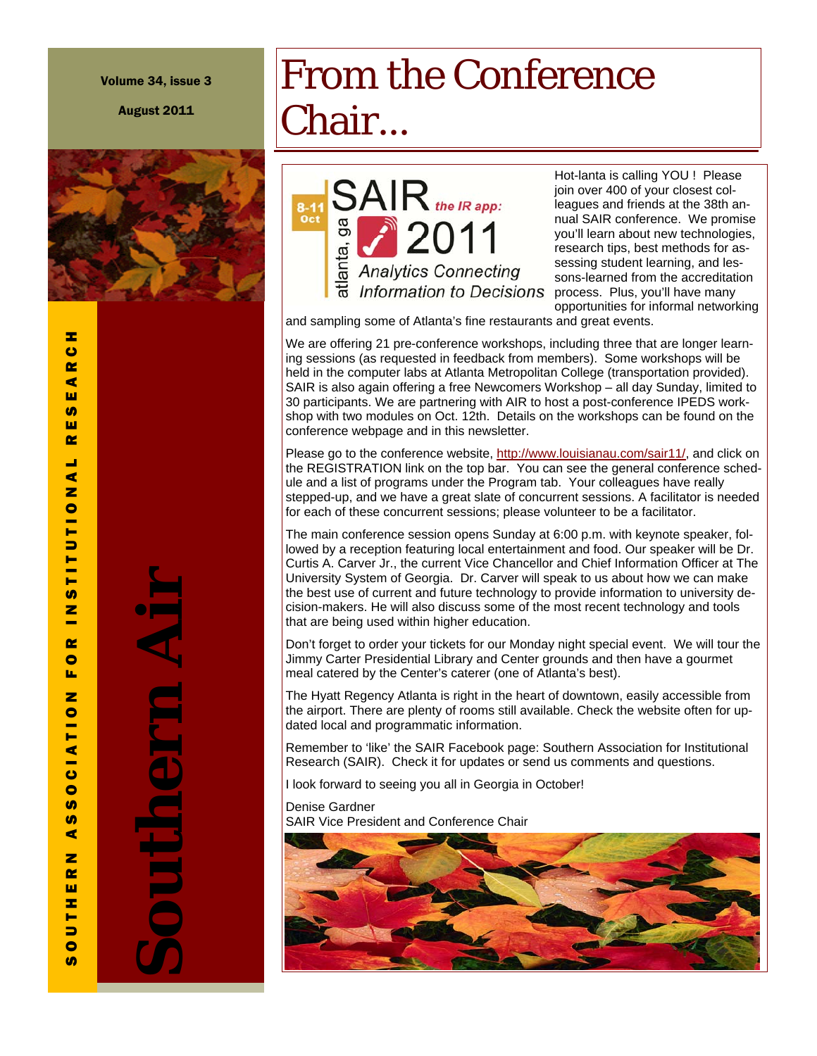Volume 34, issue 3

August 2011

SOUTHERN ASSOCIATION FOR INSTITUTIONAL RESEARCH

# Southern Air

# From the Conference Chair...

SAIR 2011 — the IR app: Analytics Connecting Information to Decisions — 8-11 Oct — atlanta, ga

Hot-lanta is calling YOU ! Please join over 400 of your closest colleagues and friends at the 38th annual SAIR conference. We promise you'll learn about new technologies, research tips, best methods for assessing student learning, and lessons-learned from the accreditation process. Plus, you'll have many opportunities for informal networking and sampling some of Atlanta's fine restaurants and great events.

We are offering 21 pre-conference workshops, including three that are longer learning sessions (as requested in feedback from members). Some workshops will be held in the computer labs at Atlanta Metropolitan College (transportation provided). SAIR is also again offering a free Newcomers Workshop – all day Sunday, limited to 30 participants. We are partnering with AIR to host a post-conference IPEDS workshop with two modules on Oct. 12th. Details on the workshops can be found on the conference webpage and in this newsletter.

Please go to the conference website, http://www.louisianau.com/sair11/, and click on the REGISTRATION link on the top bar. You can see the general conference schedule and a list of programs under the Program tab. Your colleagues have really stepped-up, and we have a great slate of concurrent sessions. A facilitator is needed for each of these concurrent sessions; please volunteer to be a facilitator.

The main conference session opens Sunday at 6:00 p.m. with keynote speaker, followed by a reception featuring local entertainment and food. Our speaker will be Dr. Curtis A. Carver Jr., the current Vice Chancellor and Chief Information Officer at The University System of Georgia. Dr. Carver will speak to us about how we can make the best use of current and future technology to provide information to university decision-makers. He will also discuss some of the most recent technology and tools that are being used within higher education.

Don't forget to order your tickets for our Monday night special event. We will tour the Jimmy Carter Presidential Library and Center grounds and then have a gourmet meal catered by the Center's caterer (one of Atlanta's best).

The Hyatt Regency Atlanta is right in the heart of downtown, easily accessible from the airport. There are plenty of rooms still available. Check the website often for updated local and programmatic information.

Remember to 'like' the SAIR Facebook page: Southern Association for Institutional Research (SAIR). Check it for updates or send us comments and questions.

I look forward to seeing you all in Georgia in October!

Denise Gardner
SAIR Vice President and Conference Chair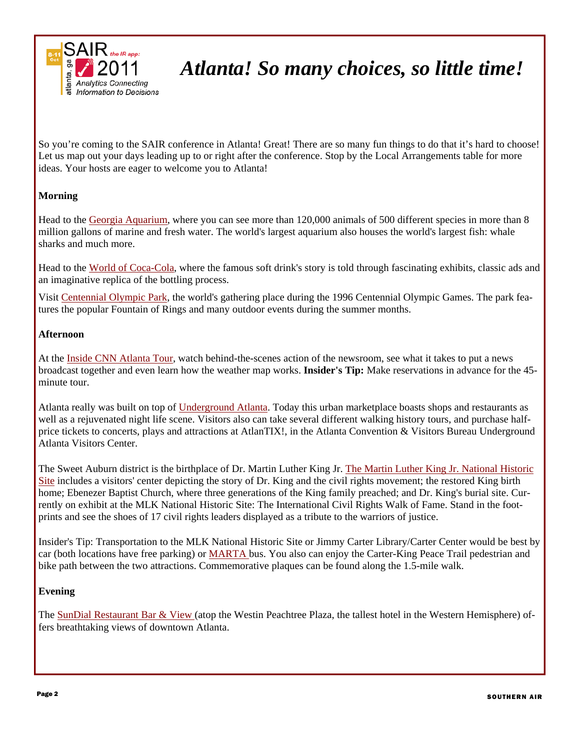# *Atlanta! So many choices, so little time!*

So you're coming to the SAIR conference in Atlanta! Great! There are so many fun things to do that it's hard to choose! Let us map out your days leading up to or right after the conference. Stop by the Local Arrangements table for more ideas. Your hosts are eager to welcome you to Atlanta!

**Morning**

Head to the Georgia Aquarium, where you can see more than 120,000 animals of 500 different species in more than 8 million gallons of marine and fresh water. The world's largest aquarium also houses the world's largest fish: whale sharks and much more.

Head to the World of Coca-Cola, where the famous soft drink's story is told through fascinating exhibits, classic ads and an imaginative replica of the bottling process.

Visit Centennial Olympic Park, the world's gathering place during the 1996 Centennial Olympic Games. The park features the popular Fountain of Rings and many outdoor events during the summer months.

**Afternoon**

At the Inside CNN Atlanta Tour, watch behind-the-scenes action of the newsroom, see what it takes to put a news broadcast together and even learn how the weather map works. **Insider's Tip:** Make reservations in advance for the 45-minute tour.

Atlanta really was built on top of Underground Atlanta. Today this urban marketplace boasts shops and restaurants as well as a rejuvenated night life scene. Visitors also can take several different walking history tours, and purchase half-price tickets to concerts, plays and attractions at AtlanTIX!, in the Atlanta Convention & Visitors Bureau Underground Atlanta Visitors Center.

The Sweet Auburn district is the birthplace of Dr. Martin Luther King Jr. The Martin Luther King Jr. National Historic Site includes a visitors' center depicting the story of Dr. King and the civil rights movement; the restored King birth home; Ebenezer Baptist Church, where three generations of the King family preached; and Dr. King's burial site. Currently on exhibit at the MLK National Historic Site: The International Civil Rights Walk of Fame. Stand in the footprints and see the shoes of 17 civil rights leaders displayed as a tribute to the warriors of justice.

Insider's Tip: Transportation to the MLK National Historic Site or Jimmy Carter Library/Carter Center would be best by car (both locations have free parking) or MARTA bus. You also can enjoy the Carter-King Peace Trail pedestrian and bike path between the two attractions. Commemorative plaques can be found along the 1.5-mile walk.

**Evening**

The SunDial Restaurant Bar & View (atop the Westin Peachtree Plaza, the tallest hotel in the Western Hemisphere) offers breathtaking views of downtown Atlanta.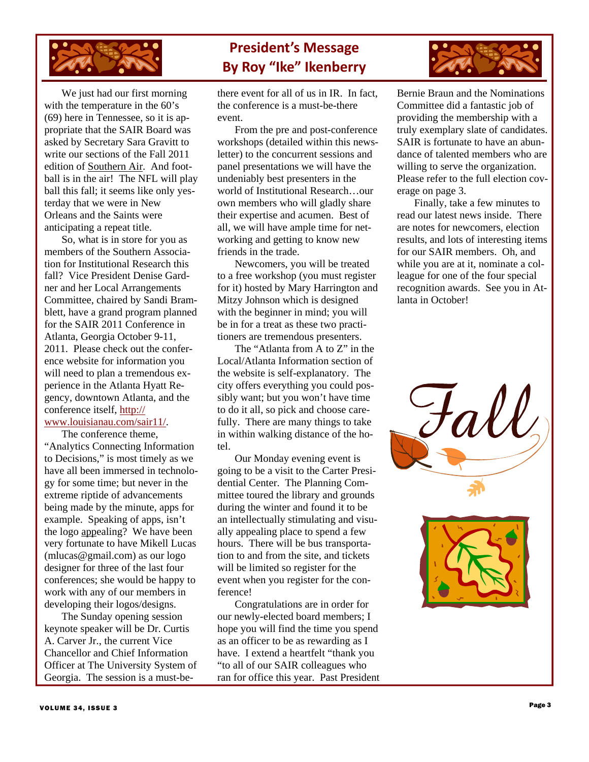# President's Message
## By Roy "Ike" Ikenberry

We just had our first morning with the temperature in the 60's (69) here in Tennessee, so it is appropriate that the SAIR Board was asked by Secretary Sara Gravitt to write our sections of the Fall 2011 edition of Southern Air. And football is in the air! The NFL will play ball this fall; it seems like only yesterday that we were in New Orleans and the Saints were anticipating a repeat title.

So, what is in store for you as members of the Southern Association for Institutional Research this fall? Vice President Denise Gardner and her Local Arrangements Committee, chaired by Sandi Bramblett, have a grand program planned for the SAIR 2011 Conference in Atlanta, Georgia October 9-11, 2011. Please check out the conference website for information you will need to plan a tremendous experience in the Atlanta Hyatt Regency, downtown Atlanta, and the conference itself, http://www.louisianau.com/sair11/.

The conference theme, "Analytics Connecting Information to Decisions," is most timely as we have all been immersed in technology for some time; but never in the extreme riptide of advancements being made by the minute, apps for example. Speaking of apps, isn't the logo appealing? We have been very fortunate to have Mikell Lucas (mlucas@gmail.com) as our logo designer for three of the last four conferences; she would be happy to work with any of our members in developing their logos/designs.

The Sunday opening session keynote speaker will be Dr. Curtis A. Carver Jr., the current Vice Chancellor and Chief Information Officer at The University System of Georgia. The session is a must-be-there event for all of us in IR. In fact, the conference is a must-be-there event.

From the pre and post-conference workshops (detailed within this newsletter) to the concurrent sessions and panel presentations we will have the undeniably best presenters in the world of Institutional Research…our own members who will gladly share their expertise and acumen. Best of all, we will have ample time for networking and getting to know new friends in the trade.

Newcomers, you will be treated to a free workshop (you must register for it) hosted by Mary Harrington and Mitzy Johnson which is designed with the beginner in mind; you will be in for a treat as these two practitioners are tremendous presenters.

The "Atlanta from A to Z" in the Local/Atlanta Information section of the website is self-explanatory. The city offers everything you could possibly want; but you won't have time to do it all, so pick and choose carefully. There are many things to take in within walking distance of the hotel.

Our Monday evening event is going to be a visit to the Carter Presidential Center. The Planning Committee toured the library and grounds during the winter and found it to be an intellectually stimulating and visually appealing place to spend a few hours. There will be bus transportation to and from the site, and tickets will be limited so register for the event when you register for the conference!

Congratulations are in order for our newly-elected board members; I hope you will find the time you spend as an officer to be as rewarding as I have. I extend a heartfelt "thank you "to all of our SAIR colleagues who ran for office this year. Past President Bernie Braun and the Nominations Committee did a fantastic job of providing the membership with a truly exemplary slate of candidates. SAIR is fortunate to have an abundance of talented members who are willing to serve the organization. Please refer to the full election coverage on page 3.

Finally, take a few minutes to read our latest news inside. There are notes for newcomers, election results, and lots of interesting items for our SAIR members. Oh, and while you are at it, nominate a colleague for one of the four special recognition awards. See you in Atlanta in October!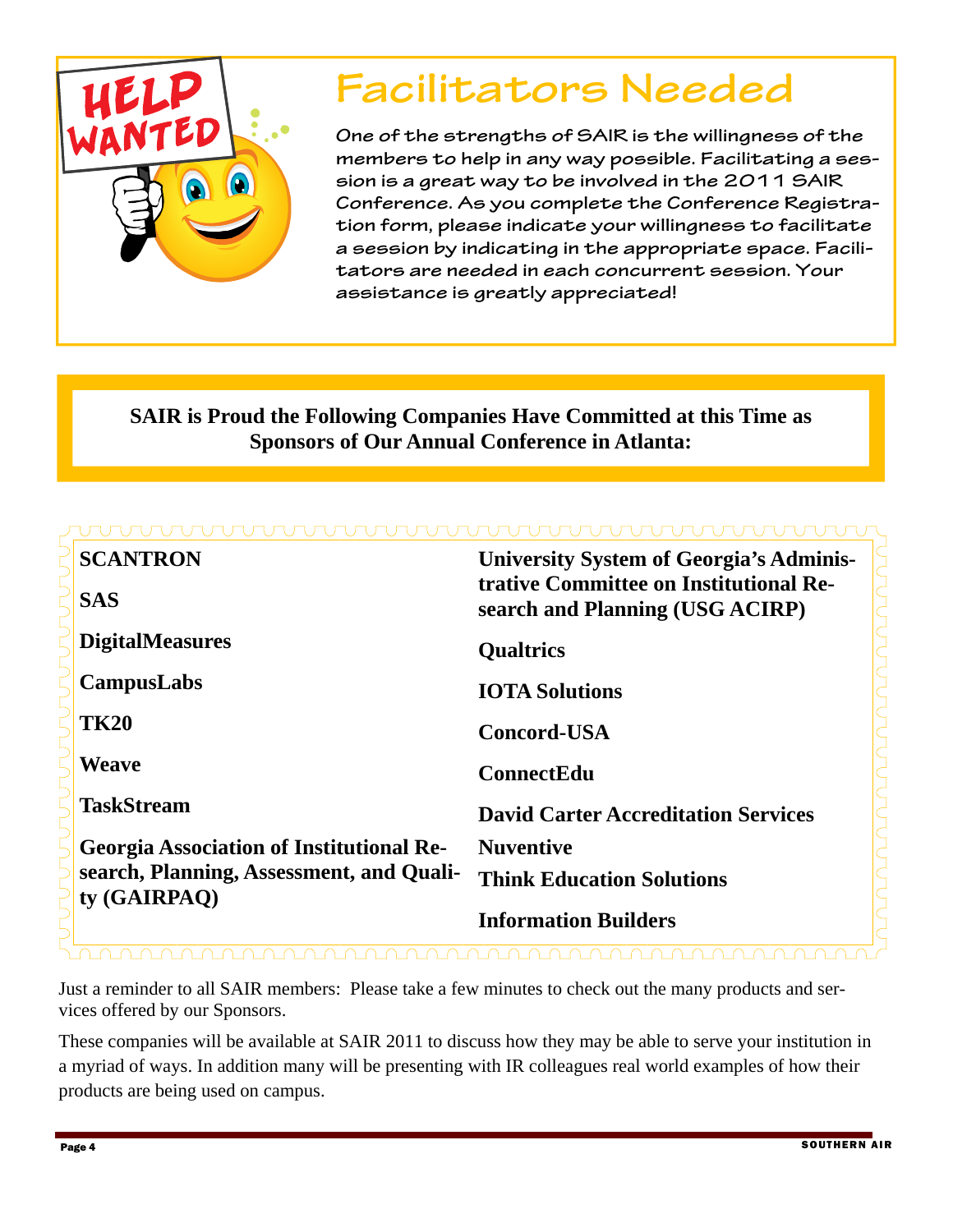# Facilitators Needed

One of the strengths of SAIR is the willingness of the members to help in any way possible. Facilitating a session is a great way to be involved in the 2011 SAIR Conference. As you complete the Conference Registration form, please indicate your willingness to facilitate a session by indicating in the appropriate space. Facilitators are needed in each concurrent session. Your assistance is greatly appreciated!

**SAIR is Proud the Following Companies Have Committed at this Time as Sponsors of Our Annual Conference in Atlanta:**

**SCANTRON**

**SAS**

**DigitalMeasures**

**CampusLabs**

**TK20**

**Weave**

**TaskStream**

**Georgia Association of Institutional Research, Planning, Assessment, and Quality (GAIRPAQ)**

**University System of Georgia's Administrative Committee on Institutional Research and Planning (USG ACIRP)**

**Qualtrics**

**IOTA Solutions**

**Concord-USA**

**ConnectEdu**

**David Carter Accreditation Services**

**Nuventive**

**Think Education Solutions**

**Information Builders**

Just a reminder to all SAIR members: Please take a few minutes to check out the many products and services offered by our Sponsors.

These companies will be available at SAIR 2011 to discuss how they may be able to serve your institution in a myriad of ways. In addition many will be presenting with IR colleagues real world examples of how their products are being used on campus.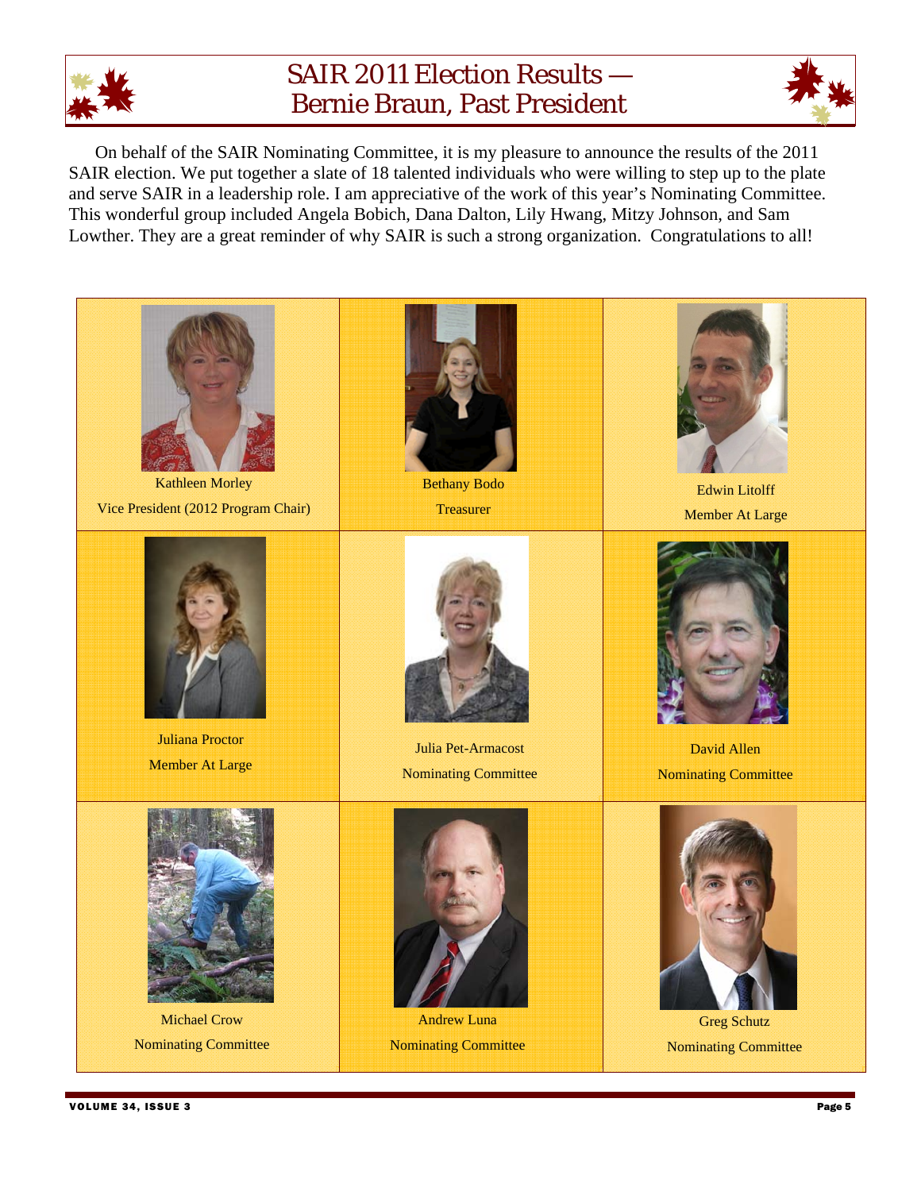# SAIR 2011 Election Results — Bernie Braun, Past President

On behalf of the SAIR Nominating Committee, it is my pleasure to announce the results of the 2011 SAIR election. We put together a slate of 18 talented individuals who were willing to step up to the plate and serve SAIR in a leadership role. I am appreciative of the work of this year's Nominating Committee. This wonderful group included Angela Bobich, Dana Dalton, Lily Hwang, Mitzy Johnson, and Sam Lowther. They are a great reminder of why SAIR is such a strong organization. Congratulations to all!

| | | |
|---|---|---|
| Kathleen Morley<br>Vice President (2012 Program Chair) | Bethany Bodo<br>Treasurer | Edwin Litolff<br>Member At Large |
| Juliana Proctor<br>Member At Large | Julia Pet-Armacost<br>Nominating Committee | David Allen<br>Nominating Committee |
| Michael Crow<br>Nominating Committee | Andrew Luna<br>Nominating Committee | Greg Schutz<br>Nominating Committee |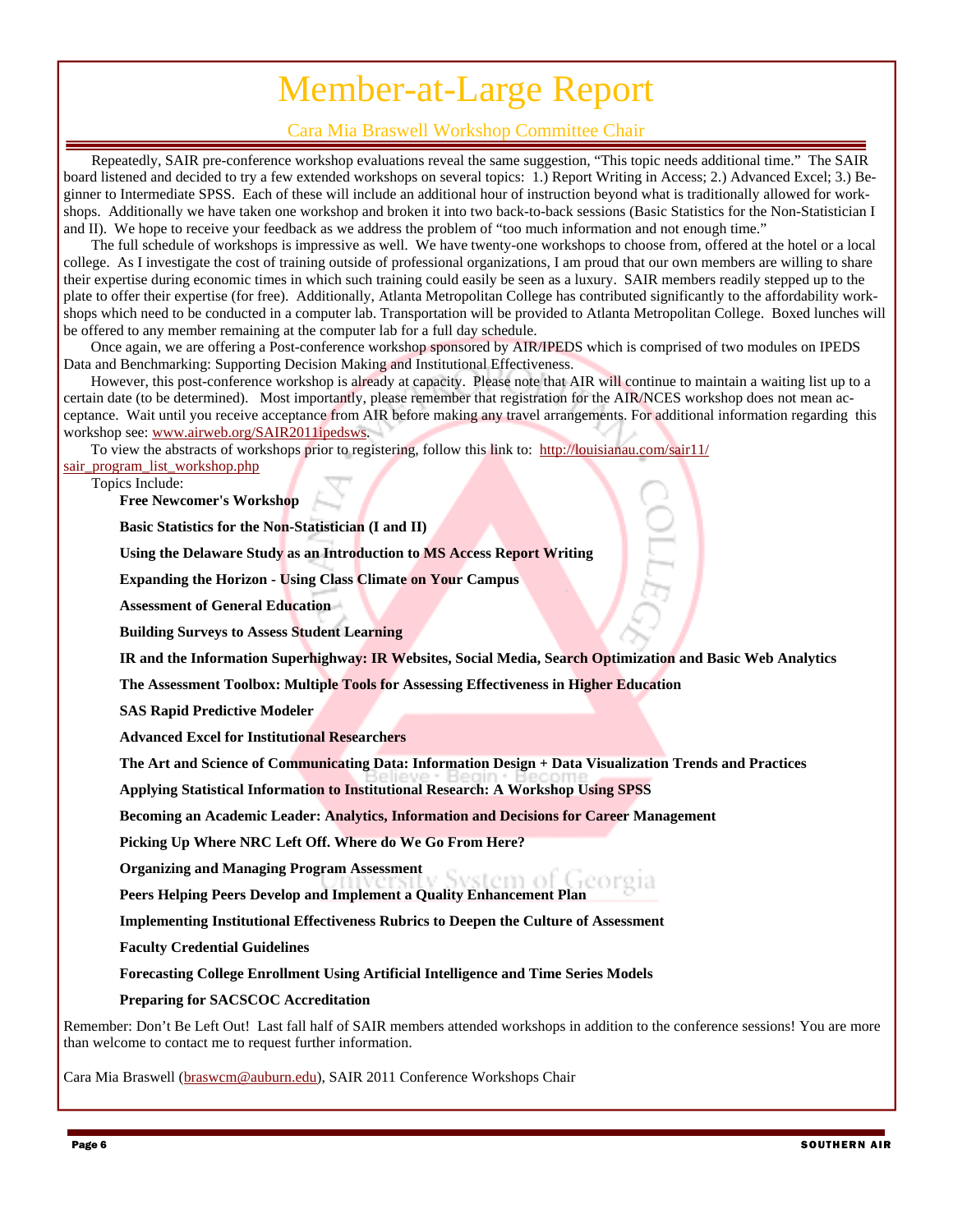# Member-at-Large Report

## Cara Mia Braswell Workshop Committee Chair

Repeatedly, SAIR pre-conference workshop evaluations reveal the same suggestion, "This topic needs additional time." The SAIR board listened and decided to try a few extended workshops on several topics: 1.) Report Writing in Access; 2.) Advanced Excel; 3.) Beginner to Intermediate SPSS. Each of these will include an additional hour of instruction beyond what is traditionally allowed for workshops. Additionally we have taken one workshop and broken it into two back-to-back sessions (Basic Statistics for the Non-Statistician I and II). We hope to receive your feedback as we address the problem of "too much information and not enough time."

The full schedule of workshops is impressive as well. We have twenty-one workshops to choose from, offered at the hotel or a local college. As I investigate the cost of training outside of professional organizations, I am proud that our own members are willing to share their expertise during economic times in which such training could easily be seen as a luxury. SAIR members readily stepped up to the plate to offer their expertise (for free). Additionally, Atlanta Metropolitan College has contributed significantly to the affordability workshops which need to be conducted in a computer lab. Transportation will be provided to Atlanta Metropolitan College. Boxed lunches will be offered to any member remaining at the computer lab for a full day schedule.

Once again, we are offering a Post-conference workshop sponsored by AIR/IPEDS which is comprised of two modules on IPEDS Data and Benchmarking: Supporting Decision Making and Institutional Effectiveness.

However, this post-conference workshop is already at capacity. Please note that AIR will continue to maintain a waiting list up to a certain date (to be determined). Most importantly, please remember that registration for the AIR/NCES workshop does not mean acceptance. Wait until you receive acceptance from AIR before making any travel arrangements. For additional information regarding this workshop see: www.airweb.org/SAIR2011ipedsws.

To view the abstracts of workshops prior to registering, follow this link to: http://louisianau.com/sair11/sair_program_list_workshop.php

Topics Include:

**Free Newcomer's Workshop**

**Basic Statistics for the Non-Statistician (I and II)**

**Using the Delaware Study as an Introduction to MS Access Report Writing**

**Expanding the Horizon - Using Class Climate on Your Campus**

**Assessment of General Education**

**Building Surveys to Assess Student Learning**

**IR and the Information Superhighway: IR Websites, Social Media, Search Optimization and Basic Web Analytics**

**The Assessment Toolbox: Multiple Tools for Assessing Effectiveness in Higher Education**

**SAS Rapid Predictive Modeler**

**Advanced Excel for Institutional Researchers**

**The Art and Science of Communicating Data: Information Design + Data Visualization Trends and Practices**

**Applying Statistical Information to Institutional Research: A Workshop Using SPSS**

**Becoming an Academic Leader: Analytics, Information and Decisions for Career Management**

**Picking Up Where NRC Left Off. Where do We Go From Here?**

**Organizing and Managing Program Assessment**

**Peers Helping Peers Develop and Implement a Quality Enhancement Plan**

**Implementing Institutional Effectiveness Rubrics to Deepen the Culture of Assessment**

**Faculty Credential Guidelines**

**Forecasting College Enrollment Using Artificial Intelligence and Time Series Models**

**Preparing for SACSCOC Accreditation**

Remember: Don't Be Left Out! Last fall half of SAIR members attended workshops in addition to the conference sessions! You are more than welcome to contact me to request further information.

Cara Mia Braswell (braswcm@auburn.edu), SAIR 2011 Conference Workshops Chair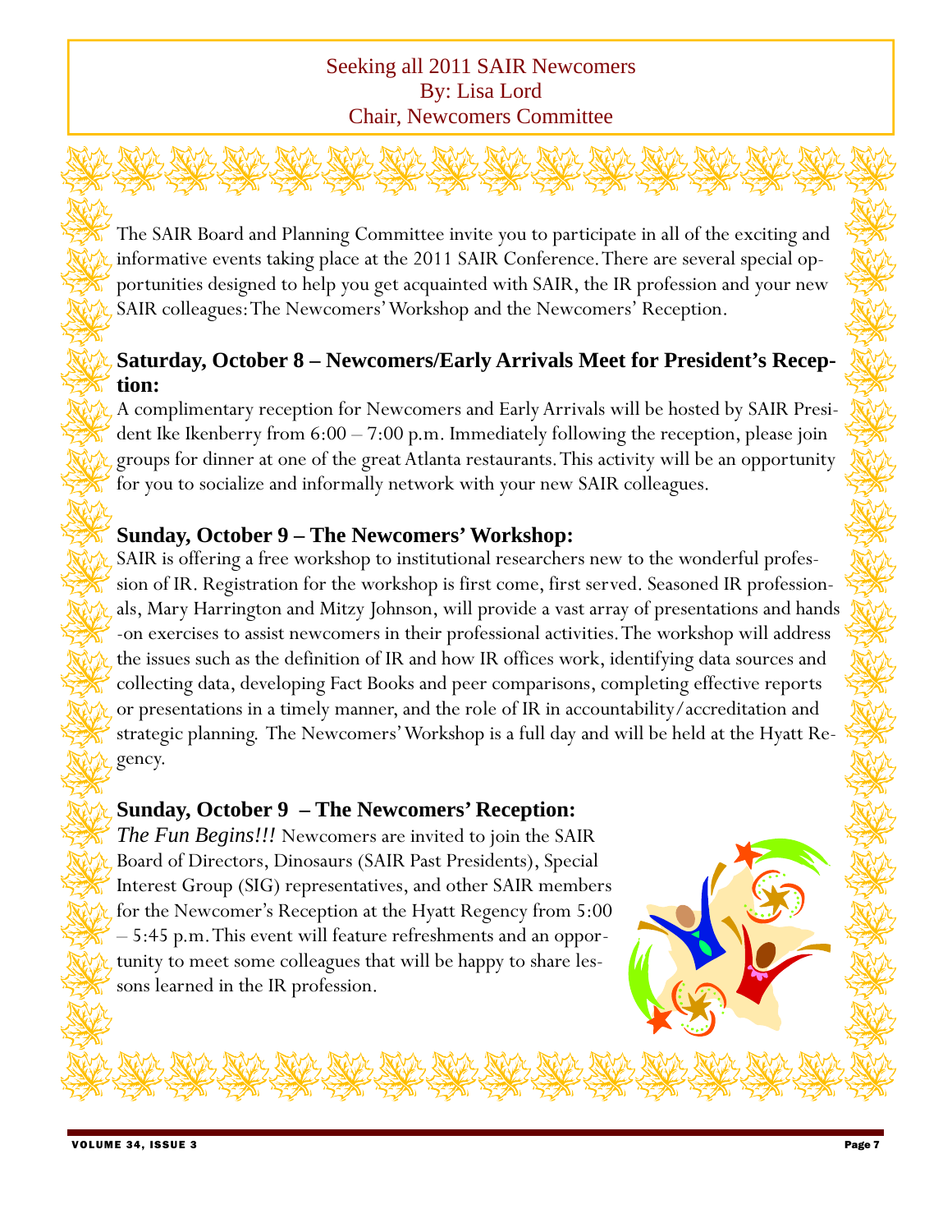## Seeking all 2011 SAIR Newcomers
By: Lisa Lord
Chair, Newcomers Committee

The SAIR Board and Planning Committee invite you to participate in all of the exciting and informative events taking place at the 2011 SAIR Conference. There are several special opportunities designed to help you get acquainted with SAIR, the IR profession and your new SAIR colleagues: The Newcomers' Workshop and the Newcomers' Reception.

### Saturday, October 8 – Newcomers/Early Arrivals Meet for President's Reception:

A complimentary reception for Newcomers and Early Arrivals will be hosted by SAIR President Ike Ikenberry from 6:00 – 7:00 p.m. Immediately following the reception, please join groups for dinner at one of the great Atlanta restaurants. This activity will be an opportunity for you to socialize and informally network with your new SAIR colleagues.

### Sunday, October 9 – The Newcomers' Workshop:

SAIR is offering a free workshop to institutional researchers new to the wonderful profession of IR. Registration for the workshop is first come, first served. Seasoned IR professionals, Mary Harrington and Mitzy Johnson, will provide a vast array of presentations and hands-on exercises to assist newcomers in their professional activities. The workshop will address the issues such as the definition of IR and how IR offices work, identifying data sources and collecting data, developing Fact Books and peer comparisons, completing effective reports or presentations in a timely manner, and the role of IR in accountability/accreditation and strategic planning. The Newcomers' Workshop is a full day and will be held at the Hyatt Regency.

### Sunday, October 9 – The Newcomers' Reception:

*The Fun Begins!!!* Newcomers are invited to join the SAIR Board of Directors, Dinosaurs (SAIR Past Presidents), Special Interest Group (SIG) representatives, and other SAIR members for the Newcomer's Reception at the Hyatt Regency from 5:00 – 5:45 p.m. This event will feature refreshments and an opportunity to meet some colleagues that will be happy to share lessons learned in the IR profession.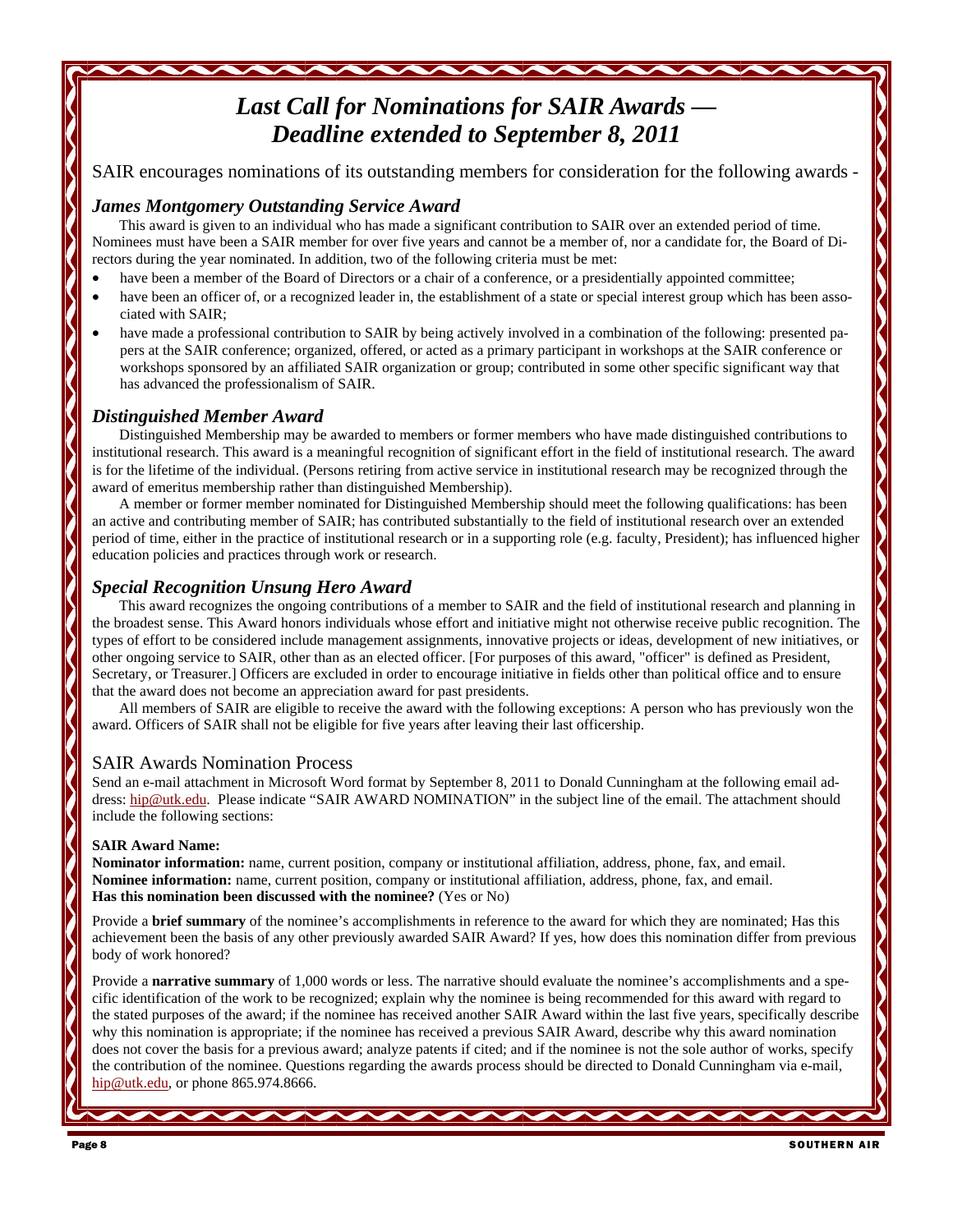# *Last Call for Nominations for SAIR Awards — Deadline extended to September 8, 2011*

SAIR encourages nominations of its outstanding members for consideration for the following awards -

### *James Montgomery Outstanding Service Award*

This award is given to an individual who has made a significant contribution to SAIR over an extended period of time. Nominees must have been a SAIR member for over five years and cannot be a member of, nor a candidate for, the Board of Directors during the year nominated. In addition, two of the following criteria must be met:

- have been a member of the Board of Directors or a chair of a conference, or a presidentially appointed committee;
- have been an officer of, or a recognized leader in, the establishment of a state or special interest group which has been associated with SAIR;
- have made a professional contribution to SAIR by being actively involved in a combination of the following: presented papers at the SAIR conference; organized, offered, or acted as a primary participant in workshops at the SAIR conference or workshops sponsored by an affiliated SAIR organization or group; contributed in some other specific significant way that has advanced the professionalism of SAIR.

### *Distinguished Member Award*

Distinguished Membership may be awarded to members or former members who have made distinguished contributions to institutional research. This award is a meaningful recognition of significant effort in the field of institutional research. The award is for the lifetime of the individual. (Persons retiring from active service in institutional research may be recognized through the award of emeritus membership rather than distinguished Membership).

A member or former member nominated for Distinguished Membership should meet the following qualifications: has been an active and contributing member of SAIR; has contributed substantially to the field of institutional research over an extended period of time, either in the practice of institutional research or in a supporting role (e.g. faculty, President); has influenced higher education policies and practices through work or research.

### *Special Recognition Unsung Hero Award*

This award recognizes the ongoing contributions of a member to SAIR and the field of institutional research and planning in the broadest sense. This Award honors individuals whose effort and initiative might not otherwise receive public recognition. The types of effort to be considered include management assignments, innovative projects or ideas, development of new initiatives, or other ongoing service to SAIR, other than as an elected officer. [For purposes of this award, "officer" is defined as President, Secretary, or Treasurer.] Officers are excluded in order to encourage initiative in fields other than political office and to ensure that the award does not become an appreciation award for past presidents.

All members of SAIR are eligible to receive the award with the following exceptions: A person who has previously won the award. Officers of SAIR shall not be eligible for five years after leaving their last officership.

### SAIR Awards Nomination Process

Send an e-mail attachment in Microsoft Word format by September 8, 2011 to Donald Cunningham at the following email address: hip@utk.edu. Please indicate "SAIR AWARD NOMINATION" in the subject line of the email. The attachment should include the following sections:

**SAIR Award Name:**
**Nominator information:** name, current position, company or institutional affiliation, address, phone, fax, and email.
**Nominee information:** name, current position, company or institutional affiliation, address, phone, fax, and email.
**Has this nomination been discussed with the nominee?** (Yes or No)

Provide a **brief summary** of the nominee's accomplishments in reference to the award for which they are nominated; Has this achievement been the basis of any other previously awarded SAIR Award? If yes, how does this nomination differ from previous body of work honored?

Provide a **narrative summary** of 1,000 words or less. The narrative should evaluate the nominee's accomplishments and a specific identification of the work to be recognized; explain why the nominee is being recommended for this award with regard to the stated purposes of the award; if the nominee has received another SAIR Award within the last five years, specifically describe why this nomination is appropriate; if the nominee has received a previous SAIR Award, describe why this award nomination does not cover the basis for a previous award; analyze patents if cited; and if the nominee is not the sole author of works, specify the contribution of the nominee. Questions regarding the awards process should be directed to Donald Cunningham via e-mail, hip@utk.edu, or phone 865.974.8666.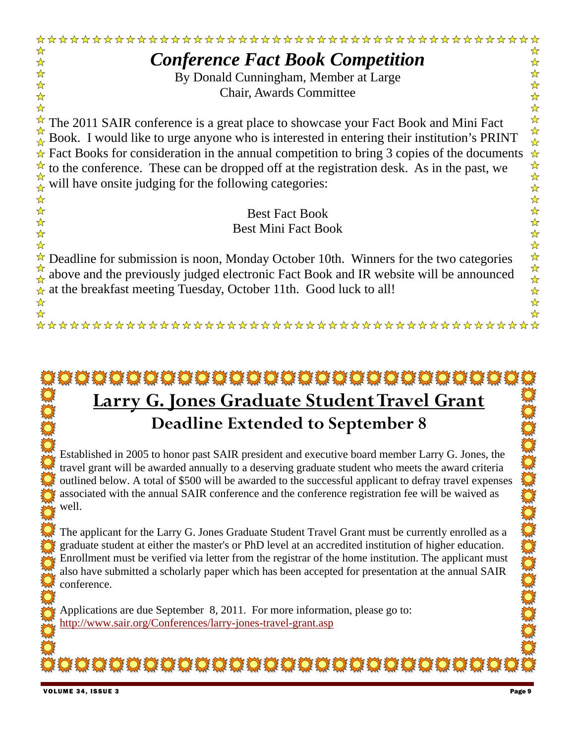# *Conference Fact Book Competition*

By Donald Cunningham, Member at Large
Chair, Awards Committee

The 2011 SAIR conference is a great place to showcase your Fact Book and Mini Fact Book. I would like to urge anyone who is interested in entering their institution's PRINT Fact Books for consideration in the annual competition to bring 3 copies of the documents to the conference. These can be dropped off at the registration desk. As in the past, we will have onsite judging for the following categories:

Best Fact Book
Best Mini Fact Book

Deadline for submission is noon, Monday October 10th. Winners for the two categories above and the previously judged electronic Fact Book and IR website will be announced at the breakfast meeting Tuesday, October 11th. Good luck to all!

# Larry G. Jones Graduate Student Travel Grant

## Deadline Extended to September 8

Established in 2005 to honor past SAIR president and executive board member Larry G. Jones, the travel grant will be awarded annually to a deserving graduate student who meets the award criteria outlined below. A total of $500 will be awarded to the successful applicant to defray travel expenses associated with the annual SAIR conference and the conference registration fee will be waived as well.

The applicant for the Larry G. Jones Graduate Student Travel Grant must be currently enrolled as a graduate student at either the master's or PhD level at an accredited institution of higher education. Enrollment must be verified via letter from the registrar of the home institution. The applicant must also have submitted a scholarly paper which has been accepted for presentation at the annual SAIR conference.

Applications are due September 8, 2011. For more information, please go to: http://www.sair.org/Conferences/larry-jones-travel-grant.asp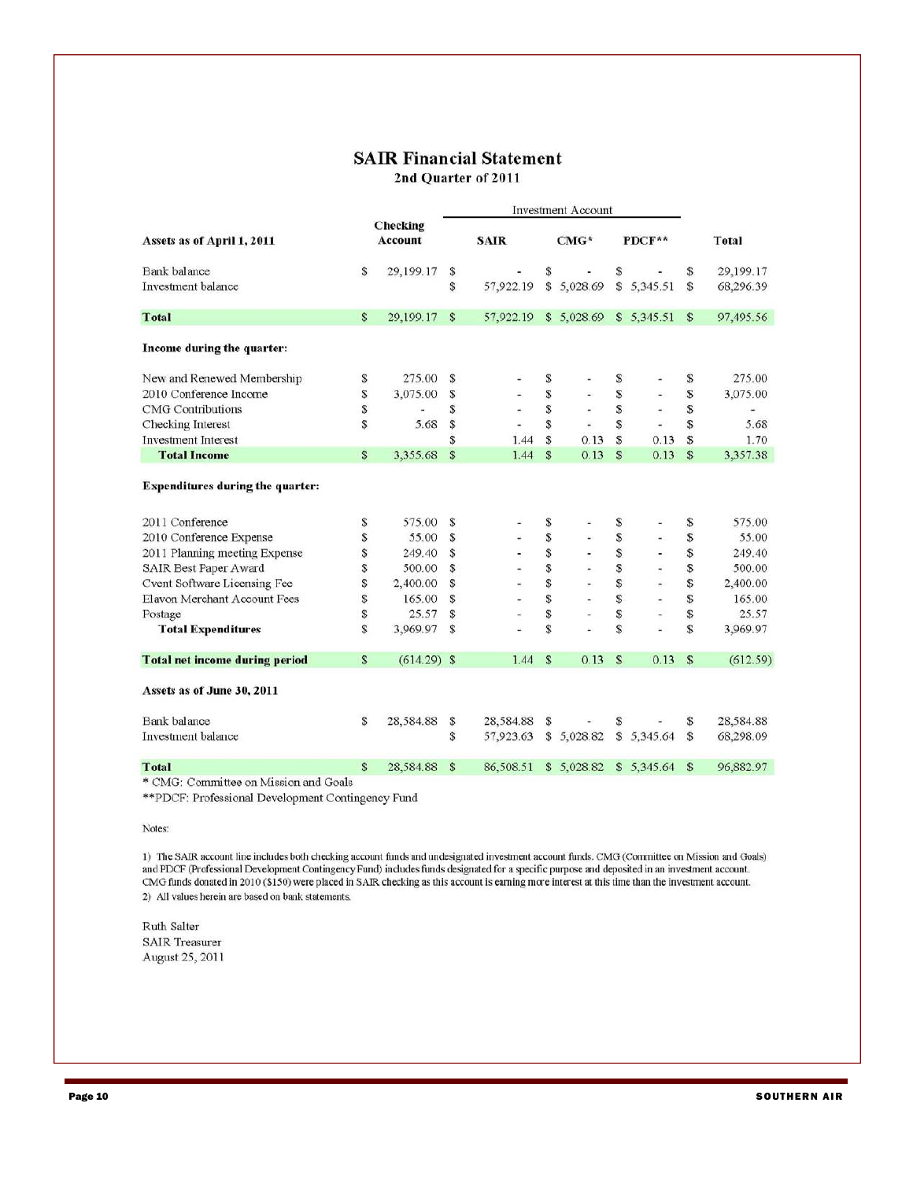# SAIR Financial Statement

## 2nd Quarter of 2011

| Assets as of April 1, 2011 | Checking Account | Investment Account | | | Total |
|---|---|---|---|---|---|
| | | SAIR | CMG* | PDCF** | |
| Bank balance | $ 29,199.17 | $ - | $ - | $ - | $ 29,199.17 |
| Investment balance | | $ 57,922.19 | $ 5,028.69 | $ 5,345.51 | $ 68,296.39 |
| **Total** | $ 29,199.17 | $ 57,922.19 | $ 5,028.69 | $ 5,345.51 | $ 97,495.56 |
| **Income during the quarter:** | | | | | |
| New and Renewed Membership | $ 275.00 | $ - | $ - | $ - | $ 275.00 |
| 2010 Conference Income | $ 3,075.00 | $ - | $ - | $ - | $ 3,075.00 |
| CMG Contributions | $ - | $ - | $ - | $ - | $ - |
| Checking Interest | $ 5.68 | $ - | $ - | $ - | $ 5.68 |
| Investment Interest | | $ 1.44 | $ 0.13 | $ 0.13 | $ 1.70 |
| **Total Income** | $ 3,355.68 | $ 1.44 | $ 0.13 | $ 0.13 | $ 3,357.38 |
| **Expenditures during the quarter:** | | | | | |
| 2011 Conference | $ 575.00 | $ - | $ - | $ - | $ 575.00 |
| 2010 Conference Expense | $ 55.00 | $ - | $ - | $ - | $ 55.00 |
| 2011 Planning meeting Expense | $ 249.40 | $ - | $ - | $ - | $ 249.40 |
| SAIR Best Paper Award | $ 500.00 | $ - | $ - | $ - | $ 500.00 |
| Cvent Software Licensing Fee | $ 2,400.00 | $ - | $ - | $ - | $ 2,400.00 |
| Elavon Merchant Account Fees | $ 165.00 | $ - | $ - | $ - | $ 165.00 |
| Postage | $ 25.57 | $ - | $ - | $ - | $ 25.57 |
| **Total Expenditures** | $ 3,969.97 | $ - | $ - | $ - | $ 3,969.97 |
| **Total net income during period** | $ (614.29) | $ 1.44 | $ 0.13 | $ 0.13 | $ (612.59) |
| **Assets as of June 30, 2011** | | | | | |
| Bank balance | $ 28,584.88 | $ 28,584.88 | $ - | $ - | $ 28,584.88 |
| Investment balance | | $ 57,923.63 | $ 5,028.82 | $ 5,345.64 | $ 68,298.09 |
| **Total** | $ 28,584.88 | $ 86,508.51 | $ 5,028.82 | $ 5,345.64 | $ 96,882.97 |

\* CMG: Committee on Mission and Goals

\*\*PDCF: Professional Development Contingency Fund

Notes:

1) The SAIR account line includes both checking account funds and undesignated investment account funds. CMG (Committee on Mission and Goals) and PDCF (Professional Development Contingency Fund) includes funds designated for a specific purpose and deposited in an investment account. CMG funds donated in 2010 ($150) were placed in SAIR checking as this account is earning more interest at this time than the investment account.

2) All values herein are based on bank statements.

Ruth Salter
SAIR Treasurer
August 25, 2011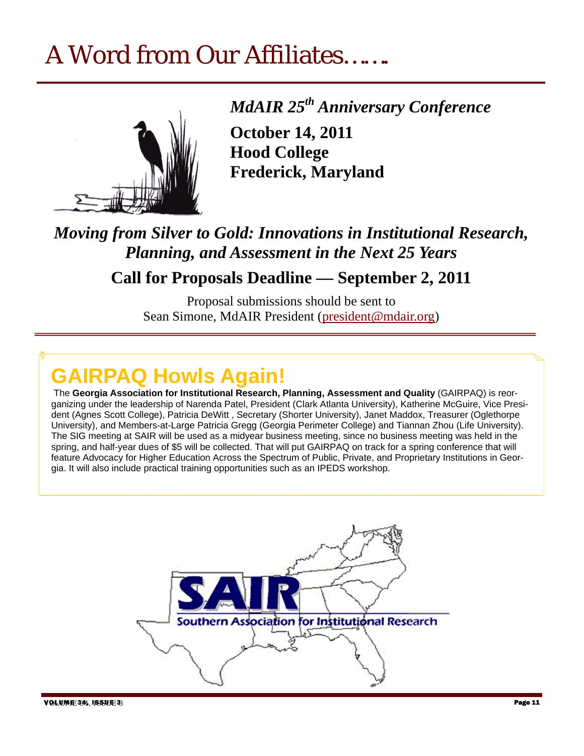# A Word from Our Affiliates…….

## *MdAIR 25th Anniversary Conference*

**October 14, 2011**
**Hood College**
**Frederick, Maryland**

### *Moving from Silver to Gold: Innovations in Institutional Research, Planning, and Assessment in the Next 25 Years*

### Call for Proposals Deadline — September 2, 2011

Proposal submissions should be sent to
Sean Simone, MdAIR President (president@mdair.org)

---

## GAIRPAQ Howls Again!

The **Georgia Association for Institutional Research, Planning, Assessment and Quality** (GAIRPAQ) is reorganizing under the leadership of Narenda Patel, President (Clark Atlanta University), Katherine McGuire, Vice President (Agnes Scott College), Patricia DeWitt , Secretary (Shorter University), Janet Maddox, Treasurer (Oglethorpe University), and Members-at-Large Patricia Gregg (Georgia Perimeter College) and Tiannan Zhou (Life University). The SIG meeting at SAIR will be used as a midyear business meeting, since no business meeting was held in the spring, and half-year dues of $5 will be collected. That will put GAIRPAQ on track for a spring conference that will feature Advocacy for Higher Education Across the Spectrum of Public, Private, and Proprietary Institutions in Georgia. It will also include practical training opportunities such as an IPEDS workshop.

SAIR
Southern Association for Institutional Research